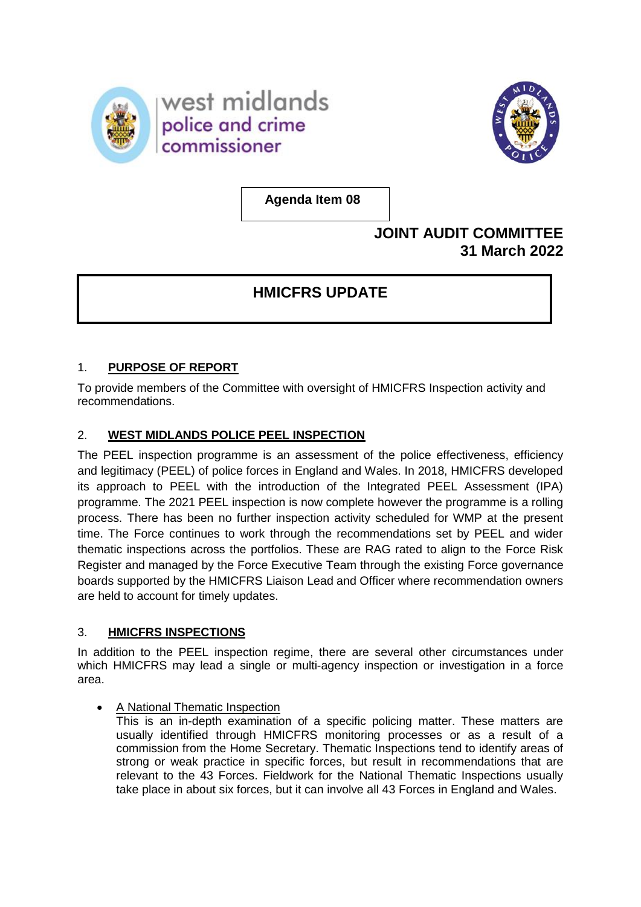west midlands police and crime commissioner

**Agenda Item 08**

**JOINT AUDIT COMMITTEE**
**31 March 2022**

# HMICFRS UPDATE

## 1. PURPOSE OF REPORT

To provide members of the Committee with oversight of HMICFRS Inspection activity and recommendations.

## 2. WEST MIDLANDS POLICE PEEL INSPECTION

The PEEL inspection programme is an assessment of the police effectiveness, efficiency and legitimacy (PEEL) of police forces in England and Wales. In 2018, HMICFRS developed its approach to PEEL with the introduction of the Integrated PEEL Assessment (IPA) programme. The 2021 PEEL inspection is now complete however the programme is a rolling process. There has been no further inspection activity scheduled for WMP at the present time. The Force continues to work through the recommendations set by PEEL and wider thematic inspections across the portfolios. These are RAG rated to align to the Force Risk Register and managed by the Force Executive Team through the existing Force governance boards supported by the HMICFRS Liaison Lead and Officer where recommendation owners are held to account for timely updates.

## 3. HMICFRS INSPECTIONS

In addition to the PEEL inspection regime, there are several other circumstances under which HMICFRS may lead a single or multi-agency inspection or investigation in a force area.

- A National Thematic Inspection
  This is an in-depth examination of a specific policing matter. These matters are usually identified through HMICFRS monitoring processes or as a result of a commission from the Home Secretary. Thematic Inspections tend to identify areas of strong or weak practice in specific forces, but result in recommendations that are relevant to the 43 Forces. Fieldwork for the National Thematic Inspections usually take place in about six forces, but it can involve all 43 Forces in England and Wales.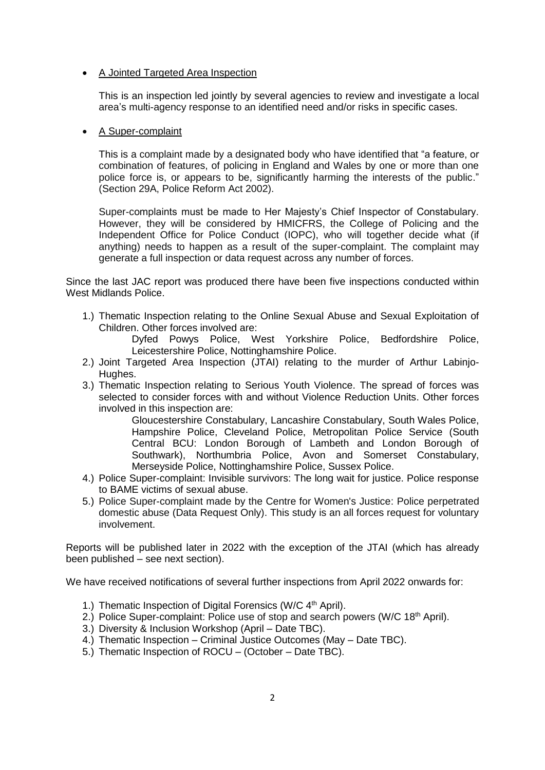- <u>A Jointed Targeted Area Inspection</u>

  This is an inspection led jointly by several agencies to review and investigate a local area's multi-agency response to an identified need and/or risks in specific cases.

- <u>A Super-complaint</u>

  This is a complaint made by a designated body who have identified that "a feature, or combination of features, of policing in England and Wales by one or more than one police force is, or appears to be, significantly harming the interests of the public." (Section 29A, Police Reform Act 2002).

  Super-complaints must be made to Her Majesty's Chief Inspector of Constabulary. However, they will be considered by HMICFRS, the College of Policing and the Independent Office for Police Conduct (IOPC), who will together decide what (if anything) needs to happen as a result of the super-complaint. The complaint may generate a full inspection or data request across any number of forces.

Since the last JAC report was produced there have been five inspections conducted within West Midlands Police.

1.) Thematic Inspection relating to the Online Sexual Abuse and Sexual Exploitation of Children. Other forces involved are:

    Dyfed Powys Police, West Yorkshire Police, Bedfordshire Police, Leicestershire Police, Nottinghamshire Police.

2.) Joint Targeted Area Inspection (JTAI) relating to the murder of Arthur Labinjo-Hughes.
3.) Thematic Inspection relating to Serious Youth Violence. The spread of forces was selected to consider forces with and without Violence Reduction Units. Other forces involved in this inspection are:

    Gloucestershire Constabulary, Lancashire Constabulary, South Wales Police, Hampshire Police, Cleveland Police, Metropolitan Police Service (South Central BCU: London Borough of Lambeth and London Borough of Southwark), Northumbria Police, Avon and Somerset Constabulary, Merseyside Police, Nottinghamshire Police, Sussex Police.

4.) Police Super-complaint: Invisible survivors: The long wait for justice. Police response to BAME victims of sexual abuse.
5.) Police Super-complaint made by the Centre for Women's Justice: Police perpetrated domestic abuse (Data Request Only). This study is an all forces request for voluntary involvement.

Reports will be published later in 2022 with the exception of the JTAI (which has already been published – see next section).

We have received notifications of several further inspections from April 2022 onwards for:

1.) Thematic Inspection of Digital Forensics (W/C 4th April).
2.) Police Super-complaint: Police use of stop and search powers (W/C 18th April).
3.) Diversity & Inclusion Workshop (April – Date TBC).
4.) Thematic Inspection – Criminal Justice Outcomes (May – Date TBC).
5.) Thematic Inspection of ROCU – (October – Date TBC).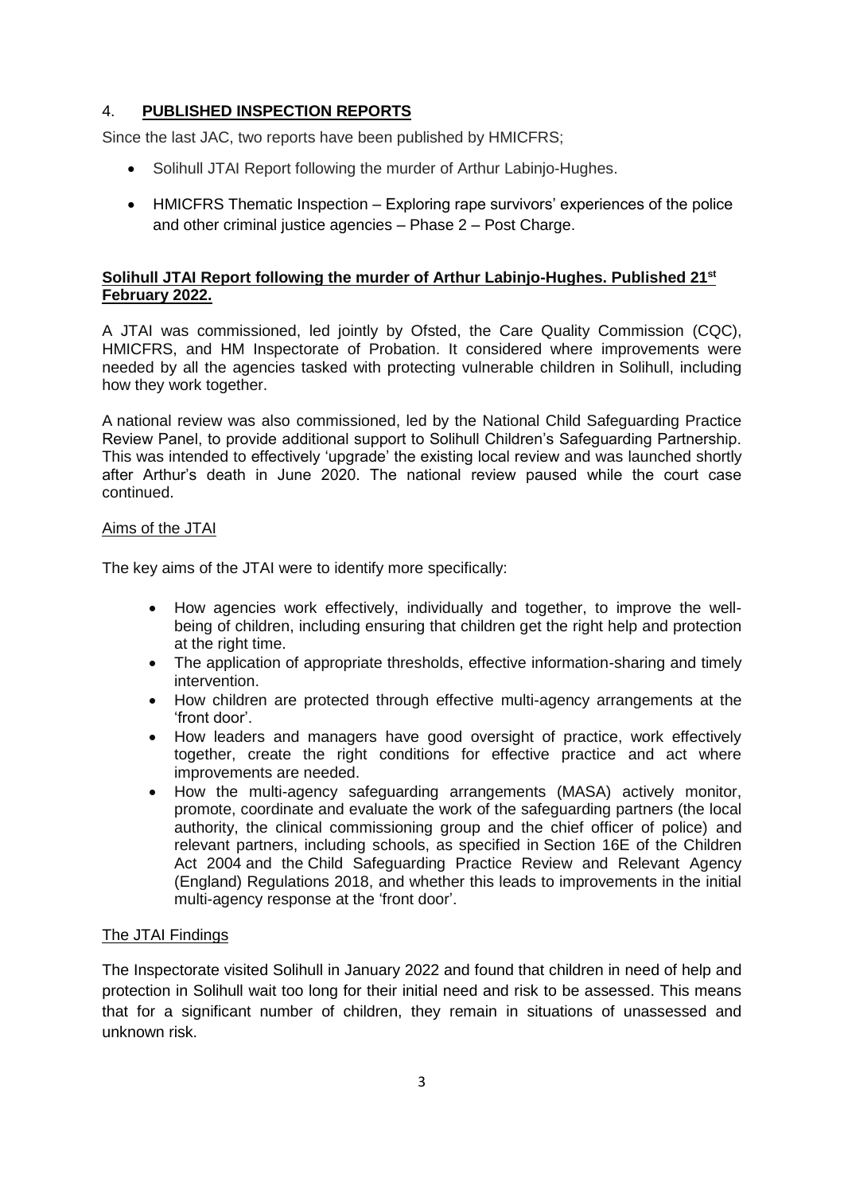## 4. **PUBLISHED INSPECTION REPORTS**

Since the last JAC, two reports have been published by HMICFRS;

- Solihull JTAI Report following the murder of Arthur Labinjo-Hughes.
- HMICFRS Thematic Inspection – Exploring rape survivors' experiences of the police and other criminal justice agencies – Phase 2 – Post Charge.

**Solihull JTAI Report following the murder of Arthur Labinjo-Hughes. Published 21st February 2022.**

A JTAI was commissioned, led jointly by Ofsted, the Care Quality Commission (CQC), HMICFRS, and HM Inspectorate of Probation. It considered where improvements were needed by all the agencies tasked with protecting vulnerable children in Solihull, including how they work together.

A national review was also commissioned, led by the National Child Safeguarding Practice Review Panel, to provide additional support to Solihull Children's Safeguarding Partnership. This was intended to effectively 'upgrade' the existing local review and was launched shortly after Arthur's death in June 2020. The national review paused while the court case continued.

Aims of the JTAI

The key aims of the JTAI were to identify more specifically:

- How agencies work effectively, individually and together, to improve the well-being of children, including ensuring that children get the right help and protection at the right time.
- The application of appropriate thresholds, effective information-sharing and timely intervention.
- How children are protected through effective multi-agency arrangements at the 'front door'.
- How leaders and managers have good oversight of practice, work effectively together, create the right conditions for effective practice and act where improvements are needed.
- How the multi-agency safeguarding arrangements (MASA) actively monitor, promote, coordinate and evaluate the work of the safeguarding partners (the local authority, the clinical commissioning group and the chief officer of police) and relevant partners, including schools, as specified in Section 16E of the Children Act 2004 and the Child Safeguarding Practice Review and Relevant Agency (England) Regulations 2018, and whether this leads to improvements in the initial multi-agency response at the 'front door'.

The JTAI Findings

The Inspectorate visited Solihull in January 2022 and found that children in need of help and protection in Solihull wait too long for their initial need and risk to be assessed. This means that for a significant number of children, they remain in situations of unassessed and unknown risk.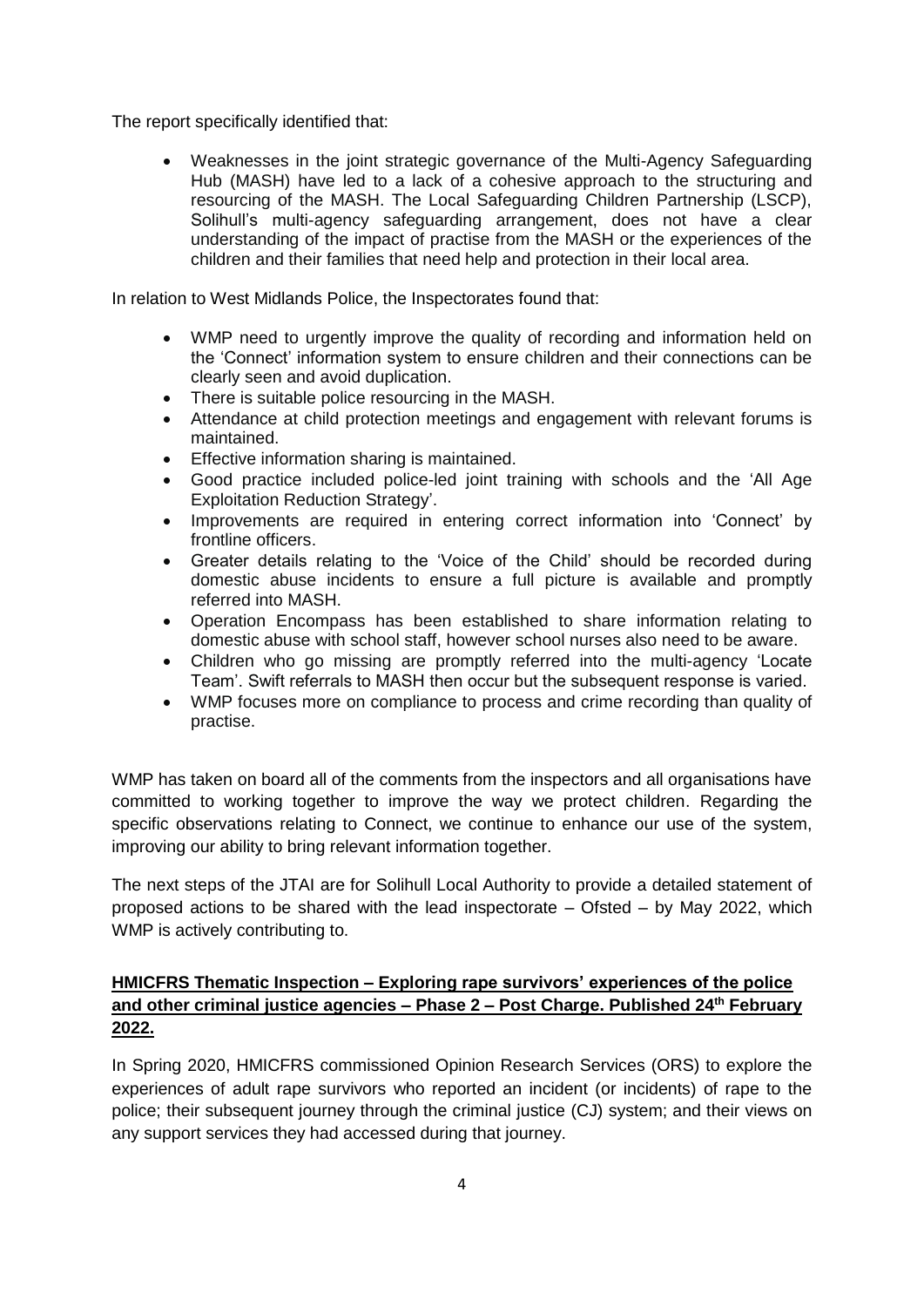The report specifically identified that:

- Weaknesses in the joint strategic governance of the Multi-Agency Safeguarding Hub (MASH) have led to a lack of a cohesive approach to the structuring and resourcing of the MASH. The Local Safeguarding Children Partnership (LSCP), Solihull's multi-agency safeguarding arrangement, does not have a clear understanding of the impact of practise from the MASH or the experiences of the children and their families that need help and protection in their local area.

In relation to West Midlands Police, the Inspectorates found that:

- WMP need to urgently improve the quality of recording and information held on the 'Connect' information system to ensure children and their connections can be clearly seen and avoid duplication.
- There is suitable police resourcing in the MASH.
- Attendance at child protection meetings and engagement with relevant forums is maintained.
- Effective information sharing is maintained.
- Good practice included police-led joint training with schools and the 'All Age Exploitation Reduction Strategy'.
- Improvements are required in entering correct information into 'Connect' by frontline officers.
- Greater details relating to the 'Voice of the Child' should be recorded during domestic abuse incidents to ensure a full picture is available and promptly referred into MASH.
- Operation Encompass has been established to share information relating to domestic abuse with school staff, however school nurses also need to be aware.
- Children who go missing are promptly referred into the multi-agency 'Locate Team'. Swift referrals to MASH then occur but the subsequent response is varied.
- WMP focuses more on compliance to process and crime recording than quality of practise.

WMP has taken on board all of the comments from the inspectors and all organisations have committed to working together to improve the way we protect children. Regarding the specific observations relating to Connect, we continue to enhance our use of the system, improving our ability to bring relevant information together.

The next steps of the JTAI are for Solihull Local Authority to provide a detailed statement of proposed actions to be shared with the lead inspectorate – Ofsted – by May 2022, which WMP is actively contributing to.

## HMICFRS Thematic Inspection – Exploring rape survivors' experiences of the police and other criminal justice agencies – Phase 2 – Post Charge. Published 24th February 2022.

In Spring 2020, HMICFRS commissioned Opinion Research Services (ORS) to explore the experiences of adult rape survivors who reported an incident (or incidents) of rape to the police; their subsequent journey through the criminal justice (CJ) system; and their views on any support services they had accessed during that journey.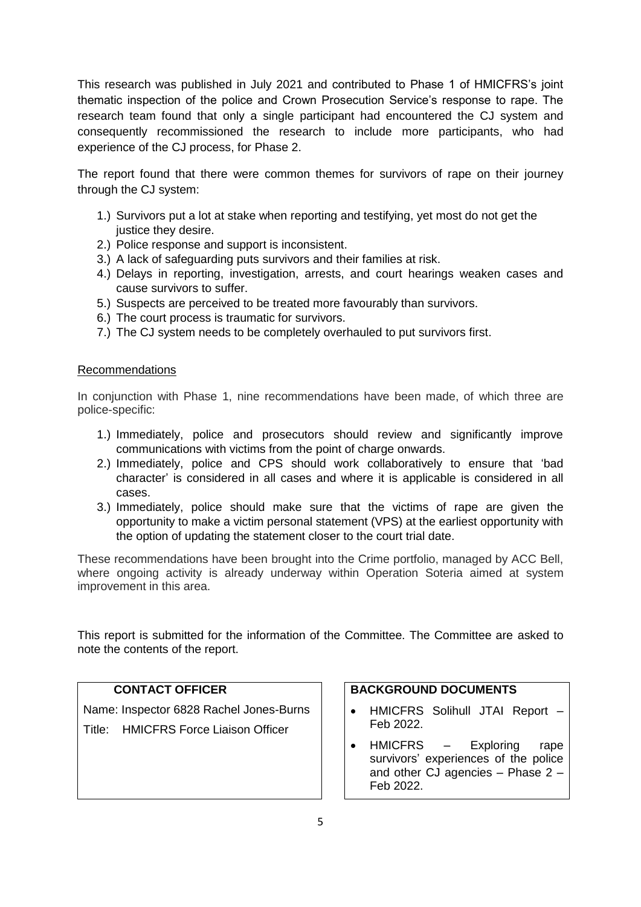This research was published in July 2021 and contributed to Phase 1 of HMICFRS's joint thematic inspection of the police and Crown Prosecution Service's response to rape. The research team found that only a single participant had encountered the CJ system and consequently recommissioned the research to include more participants, who had experience of the CJ process, for Phase 2.

The report found that there were common themes for survivors of rape on their journey through the CJ system:

1.) Survivors put a lot at stake when reporting and testifying, yet most do not get the justice they desire.
2.) Police response and support is inconsistent.
3.) A lack of safeguarding puts survivors and their families at risk.
4.) Delays in reporting, investigation, arrests, and court hearings weaken cases and cause survivors to suffer.
5.) Suspects are perceived to be treated more favourably than survivors.
6.) The court process is traumatic for survivors.
7.) The CJ system needs to be completely overhauled to put survivors first.

Recommendations

In conjunction with Phase 1, nine recommendations have been made, of which three are police-specific:

1.) Immediately, police and prosecutors should review and significantly improve communications with victims from the point of charge onwards.
2.) Immediately, police and CPS should work collaboratively to ensure that 'bad character' is considered in all cases and where it is applicable is considered in all cases.
3.) Immediately, police should make sure that the victims of rape are given the opportunity to make a victim personal statement (VPS) at the earliest opportunity with the option of updating the statement closer to the court trial date.

These recommendations have been brought into the Crime portfolio, managed by ACC Bell, where ongoing activity is already underway within Operation Soteria aimed at system improvement in this area.

This report is submitted for the information of the Committee. The Committee are asked to note the contents of the report.

**CONTACT OFFICER**

Name: Inspector 6828 Rachel Jones-Burns

Title: HMICFRS Force Liaison Officer

**BACKGROUND DOCUMENTS**

- HMICFRS Solihull JTAI Report – Feb 2022.
- HMICFRS – Exploring rape survivors' experiences of the police and other CJ agencies – Phase 2 – Feb 2022.